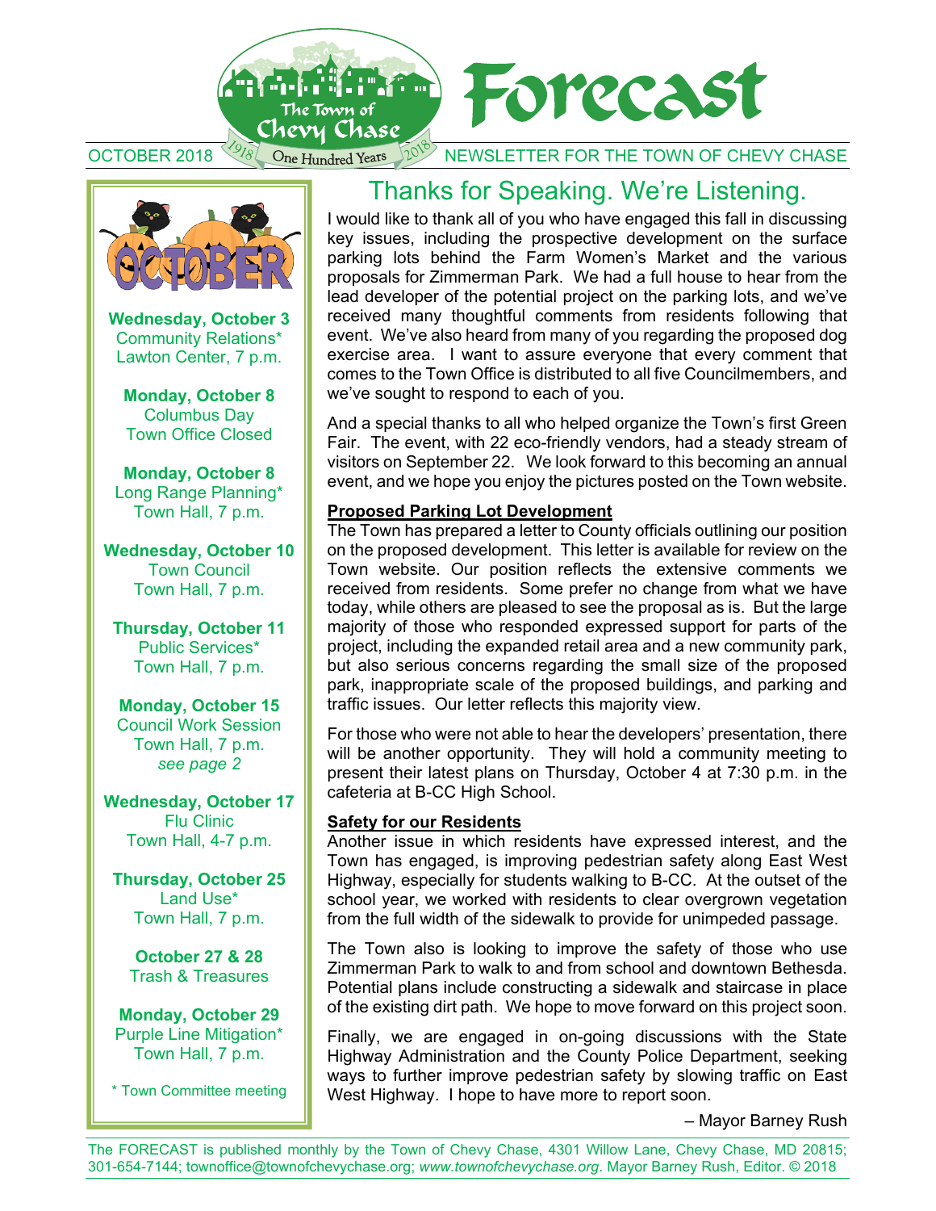# Forecast

OCTOBER 2018 — The Town of Chevy Chase — One Hundred Years 1918–2018 — NEWSLETTER FOR THE TOWN OF CHEVY CHASE

**Wednesday, October 3**
Community Relations*
Lawton Center, 7 p.m.

**Monday, October 8**
Columbus Day
Town Office Closed

**Monday, October 8**
Long Range Planning*
Town Hall, 7 p.m.

**Wednesday, October 10**
Town Council
Town Hall, 7 p.m.

**Thursday, October 11**
Public Services*
Town Hall, 7 p.m.

**Monday, October 15**
Council Work Session
Town Hall, 7 p.m.
*see page 2*

**Wednesday, October 17**
Flu Clinic
Town Hall, 4-7 p.m.

**Thursday, October 25**
Land Use*
Town Hall, 7 p.m.

**October 27 & 28**
Trash & Treasures

**Monday, October 29**
Purple Line Mitigation*
Town Hall, 7 p.m.

\* Town Committee meeting

## Thanks for Speaking. We're Listening.

I would like to thank all of you who have engaged this fall in discussing key issues, including the prospective development on the surface parking lots behind the Farm Women's Market and the various proposals for Zimmerman Park. We had a full house to hear from the lead developer of the potential project on the parking lots, and we've received many thoughtful comments from residents following that event. We've also heard from many of you regarding the proposed dog exercise area. I want to assure everyone that every comment that comes to the Town Office is distributed to all five Councilmembers, and we've sought to respond to each of you.

And a special thanks to all who helped organize the Town's first Green Fair. The event, with 22 eco-friendly vendors, had a steady stream of visitors on September 22. We look forward to this becoming an annual event, and we hope you enjoy the pictures posted on the Town website.

**Proposed Parking Lot Development**

The Town has prepared a letter to County officials outlining our position on the proposed development. This letter is available for review on the Town website. Our position reflects the extensive comments we received from residents. Some prefer no change from what we have today, while others are pleased to see the proposal as is. But the large majority of those who responded expressed support for parts of the project, including the expanded retail area and a new community park, but also serious concerns regarding the small size of the proposed park, inappropriate scale of the proposed buildings, and parking and traffic issues. Our letter reflects this majority view.

For those who were not able to hear the developers' presentation, there will be another opportunity. They will hold a community meeting to present their latest plans on Thursday, October 4 at 7:30 p.m. in the cafeteria at B-CC High School.

**Safety for our Residents**

Another issue in which residents have expressed interest, and the Town has engaged, is improving pedestrian safety along East West Highway, especially for students walking to B-CC. At the outset of the school year, we worked with residents to clear overgrown vegetation from the full width of the sidewalk to provide for unimpeded passage.

The Town also is looking to improve the safety of those who use Zimmerman Park to walk to and from school and downtown Bethesda. Potential plans include constructing a sidewalk and staircase in place of the existing dirt path. We hope to move forward on this project soon.

Finally, we are engaged in on-going discussions with the State Highway Administration and the County Police Department, seeking ways to further improve pedestrian safety by slowing traffic on East West Highway. I hope to have more to report soon.

– Mayor Barney Rush

The FORECAST is published monthly by the Town of Chevy Chase, 4301 Willow Lane, Chevy Chase, MD 20815; 301-654-7144; townoffice@townofchevychase.org; *www.townofchevychase.org*. Mayor Barney Rush, Editor. © 2018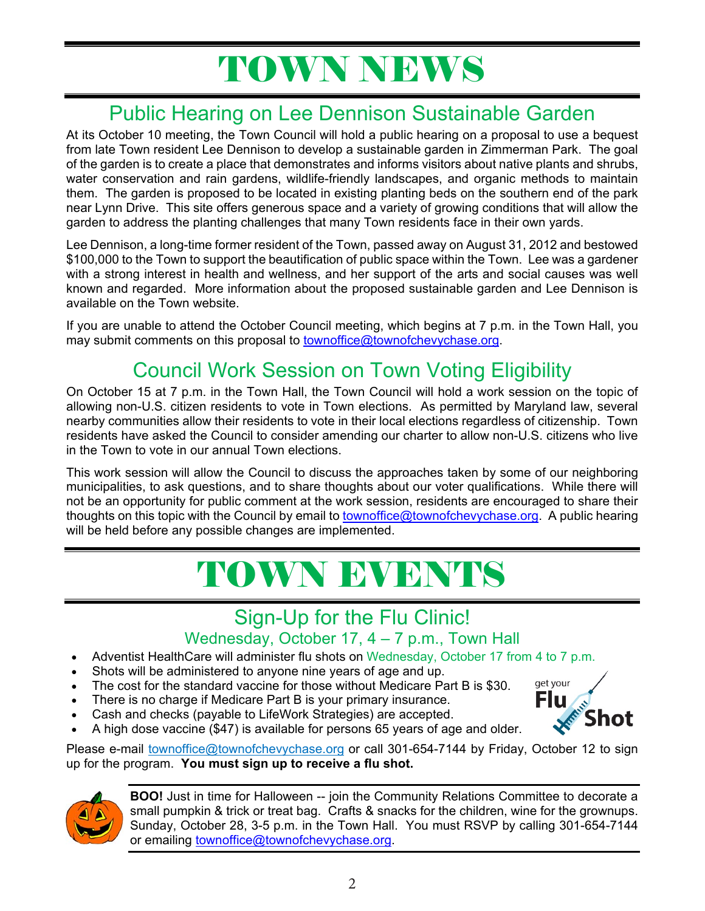# TOWN NEWS

## Public Hearing on Lee Dennison Sustainable Garden

At its October 10 meeting, the Town Council will hold a public hearing on a proposal to use a bequest from late Town resident Lee Dennison to develop a sustainable garden in Zimmerman Park. The goal of the garden is to create a place that demonstrates and informs visitors about native plants and shrubs, water conservation and rain gardens, wildlife-friendly landscapes, and organic methods to maintain them. The garden is proposed to be located in existing planting beds on the southern end of the park near Lynn Drive. This site offers generous space and a variety of growing conditions that will allow the garden to address the planting challenges that many Town residents face in their own yards.

Lee Dennison, a long-time former resident of the Town, passed away on August 31, 2012 and bestowed $100,000 to the Town to support the beautification of public space within the Town. Lee was a gardener with a strong interest in health and wellness, and her support of the arts and social causes was well known and regarded. More information about the proposed sustainable garden and Lee Dennison is available on the Town website.

If you are unable to attend the October Council meeting, which begins at 7 p.m. in the Town Hall, you may submit comments on this proposal to townoffice@townofchevychase.org.

## Council Work Session on Town Voting Eligibility

On October 15 at 7 p.m. in the Town Hall, the Town Council will hold a work session on the topic of allowing non-U.S. citizen residents to vote in Town elections. As permitted by Maryland law, several nearby communities allow their residents to vote in their local elections regardless of citizenship. Town residents have asked the Council to consider amending our charter to allow non-U.S. citizens who live in the Town to vote in our annual Town elections.

This work session will allow the Council to discuss the approaches taken by some of our neighboring municipalities, to ask questions, and to share thoughts about our voter qualifications. While there will not be an opportunity for public comment at the work session, residents are encouraged to share their thoughts on this topic with the Council by email to townoffice@townofchevychase.org. A public hearing will be held before any possible changes are implemented.

# TOWN EVENTS

## Sign-Up for the Flu Clinic!

### Wednesday, October 17, 4 – 7 p.m., Town Hall

- Adventist HealthCare will administer flu shots on Wednesday, October 17 from 4 to 7 p.m.
- Shots will be administered to anyone nine years of age and up.
- The cost for the standard vaccine for those without Medicare Part B is $30.
- There is no charge if Medicare Part B is your primary insurance.
- Cash and checks (payable to LifeWork Strategies) are accepted.
- A high dose vaccine ($47) is available for persons 65 years of age and older.

Please e-mail townoffice@townofchevychase.org or call 301-654-7144 by Friday, October 12 to sign up for the program. **You must sign up to receive a flu shot.**

**BOO!** Just in time for Halloween -- join the Community Relations Committee to decorate a small pumpkin & trick or treat bag. Crafts & snacks for the children, wine for the grownups. Sunday, October 28, 3-5 p.m. in the Town Hall. You must RSVP by calling 301-654-7144 or emailing townoffice@townofchevychase.org.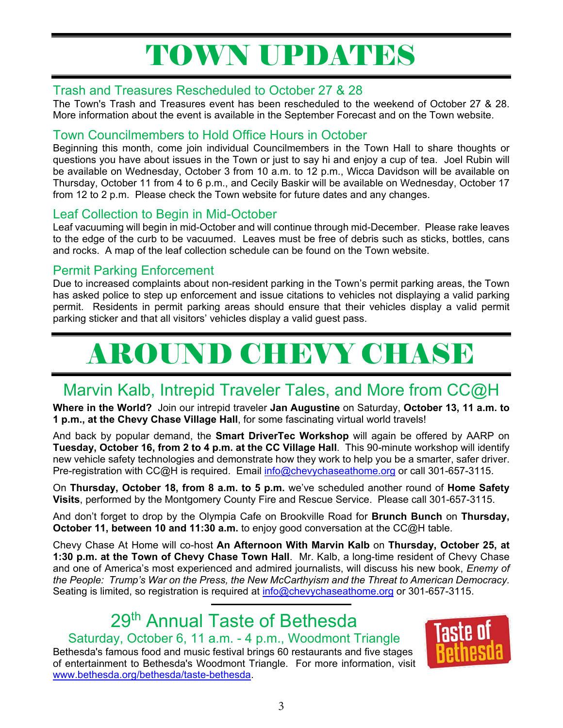# TOWN UPDATES

## Trash and Treasures Rescheduled to October 27 & 28

The Town's Trash and Treasures event has been rescheduled to the weekend of October 27 & 28. More information about the event is available in the September Forecast and on the Town website.

## Town Councilmembers to Hold Office Hours in October

Beginning this month, come join individual Councilmembers in the Town Hall to share thoughts or questions you have about issues in the Town or just to say hi and enjoy a cup of tea. Joel Rubin will be available on Wednesday, October 3 from 10 a.m. to 12 p.m., Wicca Davidson will be available on Thursday, October 11 from 4 to 6 p.m., and Cecily Baskir will be available on Wednesday, October 17 from 12 to 2 p.m. Please check the Town website for future dates and any changes.

## Leaf Collection to Begin in Mid-October

Leaf vacuuming will begin in mid-October and will continue through mid-December. Please rake leaves to the edge of the curb to be vacuumed. Leaves must be free of debris such as sticks, bottles, cans and rocks. A map of the leaf collection schedule can be found on the Town website.

## Permit Parking Enforcement

Due to increased complaints about non-resident parking in the Town's permit parking areas, the Town has asked police to step up enforcement and issue citations to vehicles not displaying a valid parking permit. Residents in permit parking areas should ensure that their vehicles display a valid permit parking sticker and that all visitors' vehicles display a valid guest pass.

# AROUND CHEVY CHASE

## Marvin Kalb, Intrepid Traveler Tales, and More from CC@H

**Where in the World?** Join our intrepid traveler **Jan Augustine** on Saturday, **October 13, 11 a.m. to 1 p.m., at the Chevy Chase Village Hall**, for some fascinating virtual world travels!

And back by popular demand, the **Smart DriverTec Workshop** will again be offered by AARP on **Tuesday, October 16, from 2 to 4 p.m. at the CC Village Hall**. This 90-minute workshop will identify new vehicle safety technologies and demonstrate how they work to help you be a smarter, safer driver. Pre-registration with CC@H is required. Email info@chevychaseathome.org or call 301-657-3115.

On **Thursday, October 18, from 8 a.m. to 5 p.m.** we've scheduled another round of **Home Safety Visits**, performed by the Montgomery County Fire and Rescue Service. Please call 301-657-3115.

And don't forget to drop by the Olympia Cafe on Brookville Road for **Brunch Bunch** on **Thursday, October 11, between 10 and 11:30 a.m.** to enjoy good conversation at the CC@H table.

Chevy Chase At Home will co-host **An Afternoon With Marvin Kalb** on **Thursday, October 25, at 1:30 p.m. at the Town of Chevy Chase Town Hall**. Mr. Kalb, a long-time resident of Chevy Chase and one of America's most experienced and admired journalists, will discuss his new book, *Enemy of the People: Trump's War on the Press, the New McCarthyism and the Threat to American Democracy*. Seating is limited, so registration is required at info@chevychaseathome.org or 301-657-3115.

---

## 29th Annual Taste of Bethesda

### Saturday, October 6, 11 a.m. - 4 p.m., Woodmont Triangle

Bethesda's famous food and music festival brings 60 restaurants and five stages of entertainment to Bethesda's Woodmont Triangle. For more information, visit www.bethesda.org/bethesda/taste-bethesda.

Taste of Bethesda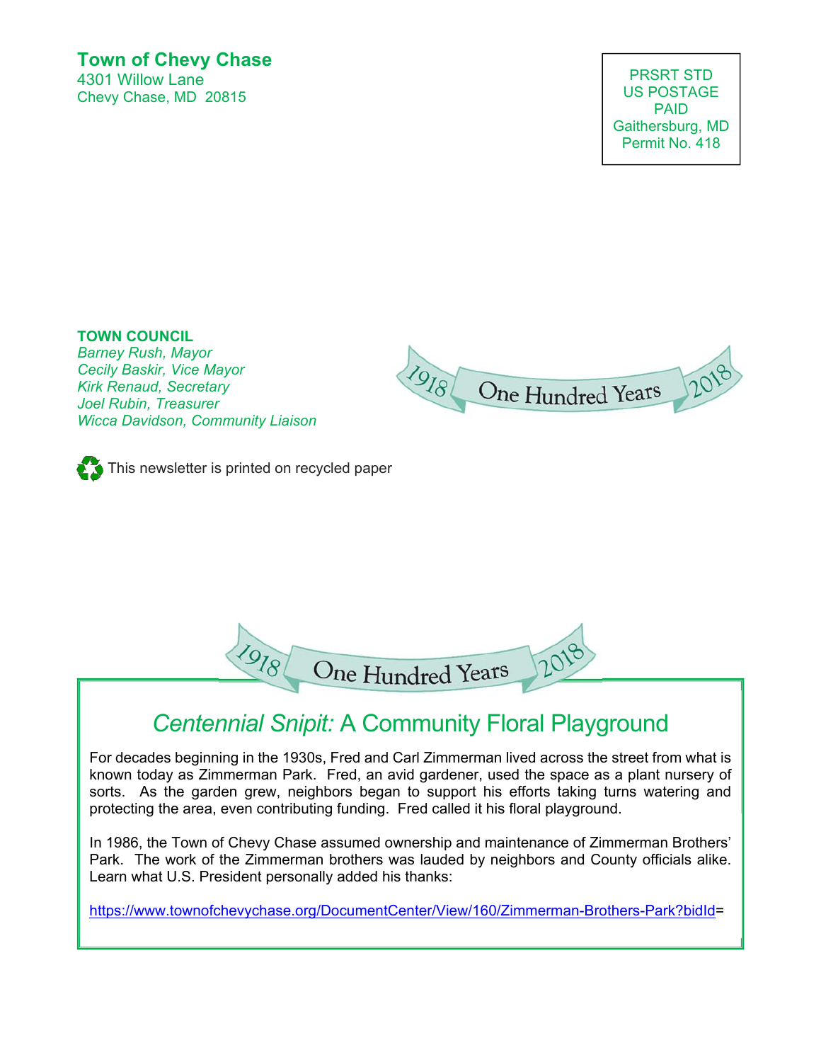**Town of Chevy Chase**
4301 Willow Lane
Chevy Chase, MD 20815

PRSRT STD
US POSTAGE
PAID
Gaithersburg, MD
Permit No. 418

**TOWN COUNCIL**
*Barney Rush, Mayor*
*Cecily Baskir, Vice Mayor*
*Kirk Renaud, Secretary*
*Joel Rubin, Treasurer*
*Wicca Davidson, Community Liaison*

1918 One Hundred Years 2018

This newsletter is printed on recycled paper

1918 One Hundred Years 2018

## *Centennial Snipit:* A Community Floral Playground

For decades beginning in the 1930s, Fred and Carl Zimmerman lived across the street from what is known today as Zimmerman Park. Fred, an avid gardener, used the space as a plant nursery of sorts. As the garden grew, neighbors began to support his efforts taking turns watering and protecting the area, even contributing funding. Fred called it his floral playground.

In 1986, the Town of Chevy Chase assumed ownership and maintenance of Zimmerman Brothers' Park. The work of the Zimmerman brothers was lauded by neighbors and County officials alike. Learn what U.S. President personally added his thanks:

https://www.townofchevychase.org/DocumentCenter/View/160/Zimmerman-Brothers-Park?bidId=